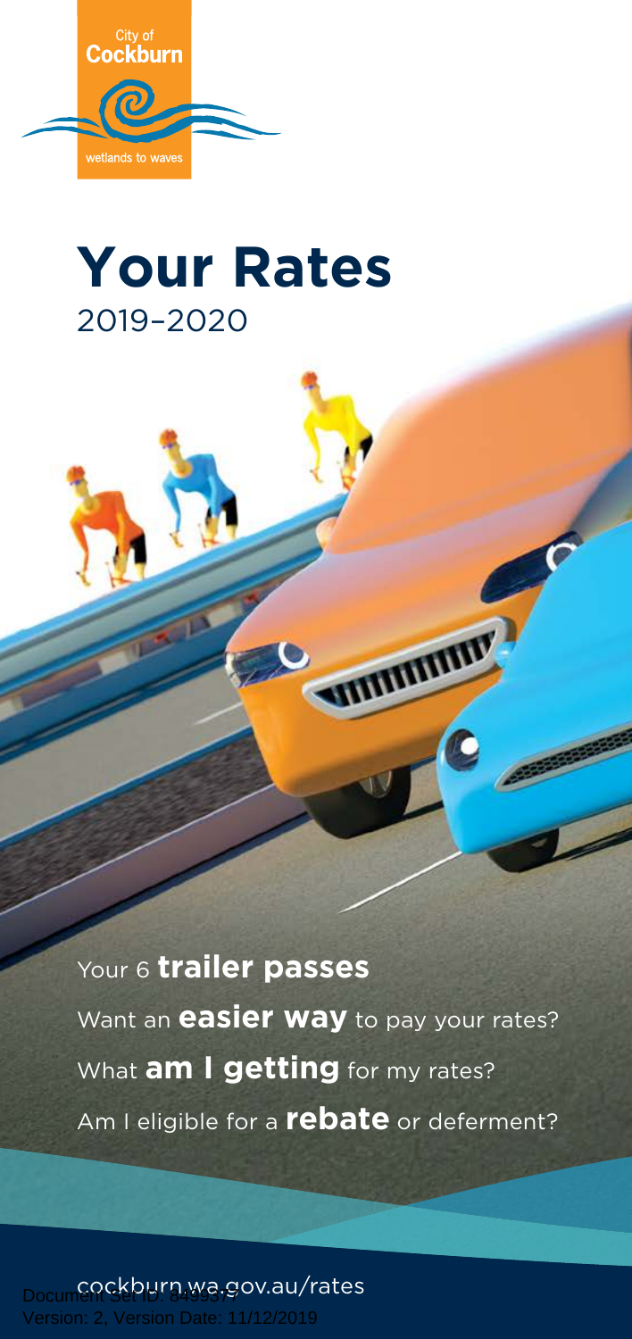City of
**Cockburn**

wetlands to waves

# Your Rates
2019–2020

Your 6 **trailer passes**

Want an **easier way** to pay your rates?

What **am I getting** for my rates?

Am I eligible for a **rebate** or deferment?

cockburn.wa.gov.au/rates

Document Set ID: 8499377
Version: 2, Version Date: 11/12/2019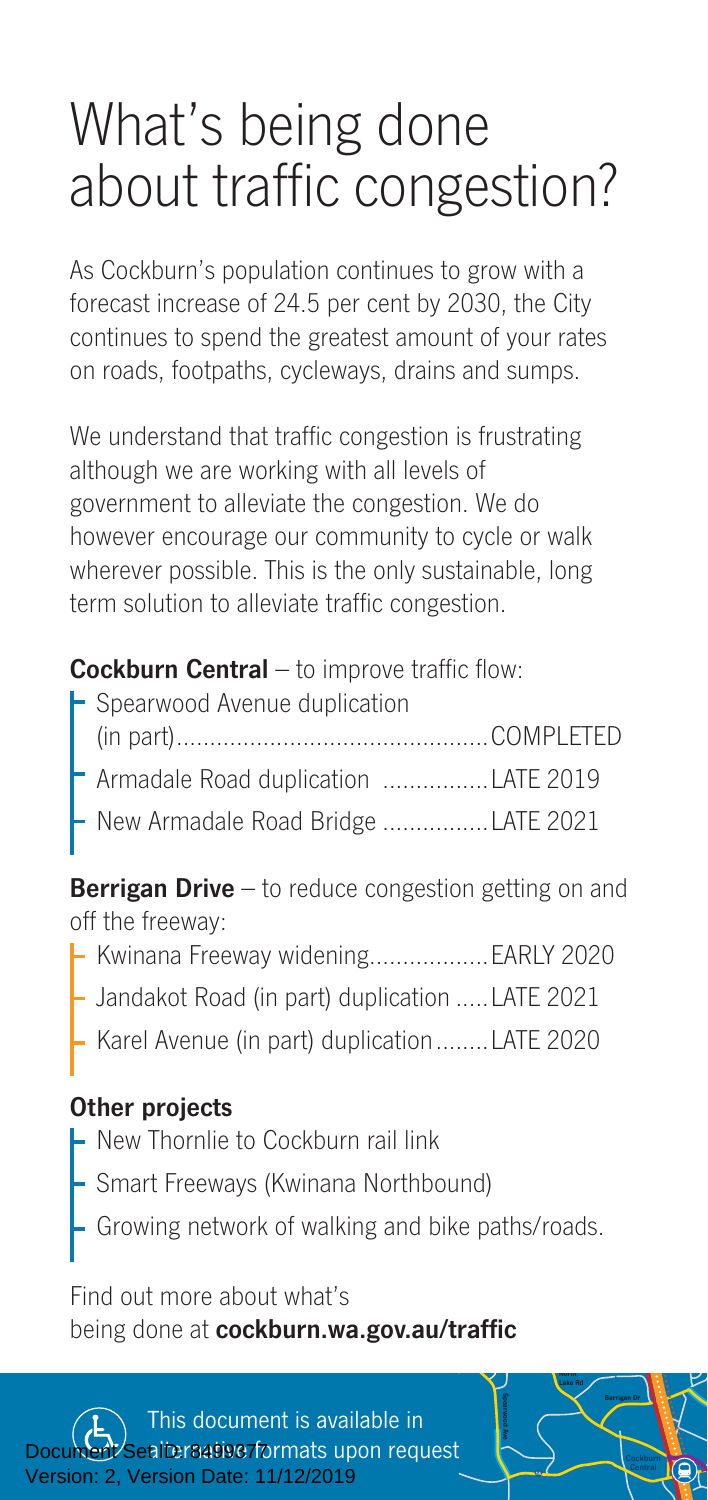# What's being done about traffic congestion?

As Cockburn's population continues to grow with a forecast increase of 24.5 per cent by 2030, the City continues to spend the greatest amount of your rates on roads, footpaths, cycleways, drains and sumps.

We understand that traffic congestion is frustrating although we are working with all levels of government to alleviate the congestion. We do however encourage our community to cycle or walk wherever possible. This is the only sustainable, long term solution to alleviate traffic congestion.

**Cockburn Central** – to improve traffic flow:

- Spearwood Avenue duplication (in part)............................................COMPLETED
- Armadale Road duplication ...............LATE 2019
- New Armadale Road Bridge ...............LATE 2021

**Berrigan Drive** – to reduce congestion getting on and off the freeway:

- Kwinana Freeway widening.................EARLY 2020
- Jandakot Road (in part) duplication .....LATE 2021
- Karel Avenue (in part) duplication........LATE 2020

**Other projects**

- New Thornlie to Cockburn rail link
- Smart Freeways (Kwinana Northbound)
- Growing network of walking and bike paths/roads.

Find out more about what's being done at **cockburn.wa.gov.au/traffic**

This document is available in alternative formats upon request

Document Set ID: 8499377
Version: 2, Version Date: 11/12/2019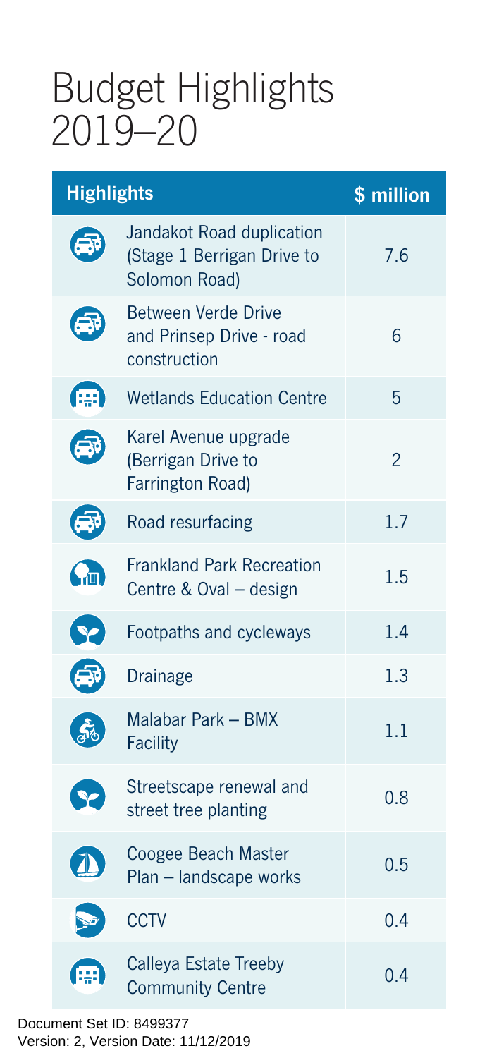# Budget Highlights 2019–20

| Highlights | $ million |
| --- | --- |
| Jandakot Road duplication (Stage 1 Berrigan Drive to Solomon Road) | 7.6 |
| Between Verde Drive and Prinsep Drive - road construction | 6 |
| Wetlands Education Centre | 5 |
| Karel Avenue upgrade (Berrigan Drive to Farrington Road) | 2 |
| Road resurfacing | 1.7 |
| Frankland Park Recreation Centre & Oval – design | 1.5 |
| Footpaths and cycleways | 1.4 |
| Drainage | 1.3 |
| Malabar Park – BMX Facility | 1.1 |
| Streetscape renewal and street tree planting | 0.8 |
| Coogee Beach Master Plan – landscape works | 0.5 |
| CCTV | 0.4 |
| Calleya Estate Treeby Community Centre | 0.4 |

Document Set ID: 8499377
Version: 2, Version Date: 11/12/2019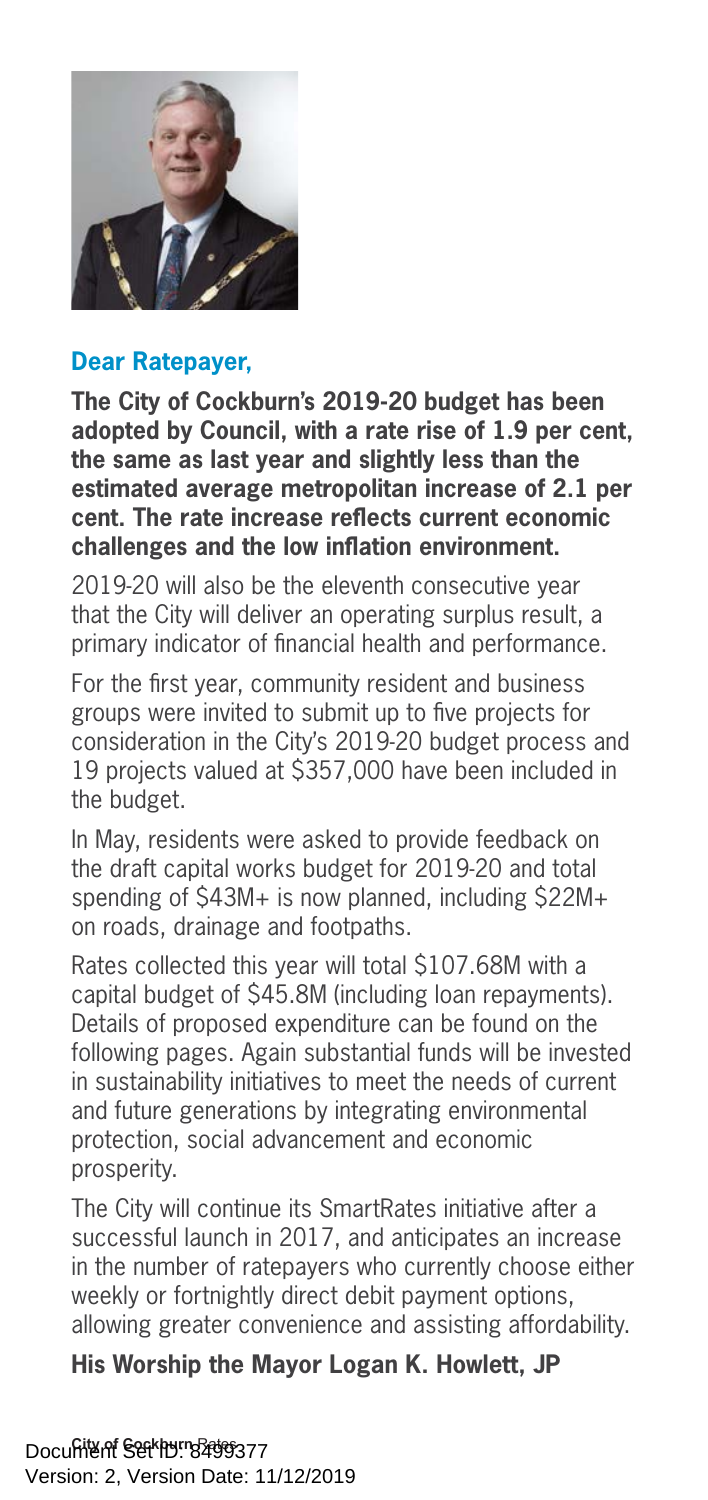**Dear Ratepayer,**

**The City of Cockburn's 2019-20 budget has been adopted by Council, with a rate rise of 1.9 per cent, the same as last year and slightly less than the estimated average metropolitan increase of 2.1 per cent. The rate increase reflects current economic challenges and the low inflation environment.**

2019-20 will also be the eleventh consecutive year that the City will deliver an operating surplus result, a primary indicator of financial health and performance.

For the first year, community resident and business groups were invited to submit up to five projects for consideration in the City's 2019-20 budget process and 19 projects valued at $357,000 have been included in the budget.

In May, residents were asked to provide feedback on the draft capital works budget for 2019-20 and total spending of $43M+ is now planned, including $22M+ on roads, drainage and footpaths.

Rates collected this year will total $107.68M with a capital budget of $45.8M (including loan repayments). Details of proposed expenditure can be found on the following pages. Again substantial funds will be invested in sustainability initiatives to meet the needs of current and future generations by integrating environmental protection, social advancement and economic prosperity.

The City will continue its SmartRates initiative after a successful launch in 2017, and anticipates an increase in the number of ratepayers who currently choose either weekly or fortnightly direct debit payment options, allowing greater convenience and assisting affordability.

**His Worship the Mayor Logan K. Howlett, JP**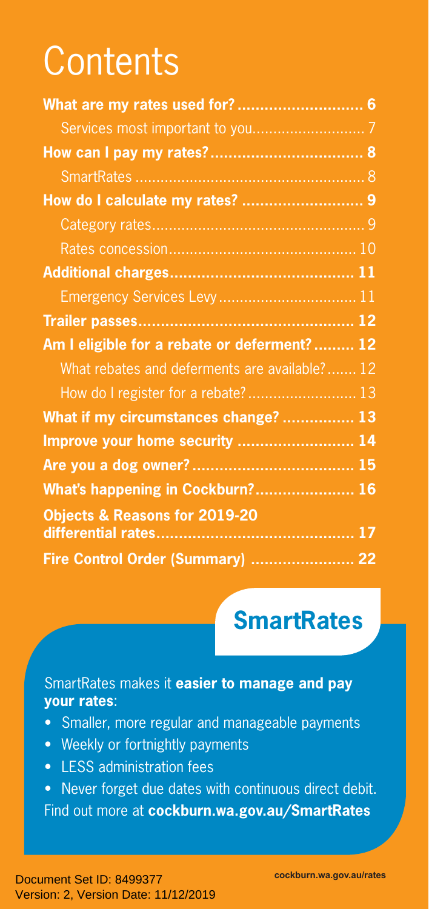# Contents

| | |
|---|---|
| **What are my rates used for?** | **6** |
| Services most important to you | 7 |
| **How can I pay my rates?** | **8** |
| SmartRates | 8 |
| **How do I calculate my rates?** | **9** |
| Category rates | 9 |
| Rates concession | 10 |
| **Additional charges** | **11** |
| Emergency Services Levy | 11 |
| **Trailer passes** | **12** |
| **Am I eligible for a rebate or deferment?** | **12** |
| What rebates and deferments are available? | 12 |
| How do I register for a rebate? | 13 |
| **What if my circumstances change?** | **13** |
| **Improve your home security** | **14** |
| **Are you a dog owner?** | **15** |
| **What's happening in Cockburn?** | **16** |
| **Objects & Reasons for 2019-20 differential rates** | **17** |
| **Fire Control Order (Summary)** | **22** |

## SmartRates

SmartRates makes it **easier to manage and pay your rates**:

- Smaller, more regular and manageable payments
- Weekly or fortnightly payments
- LESS administration fees
- Never forget due dates with continuous direct debit.

Find out more at **cockburn.wa.gov.au/SmartRates**

cockburn.wa.gov.au/rates

Document Set ID: 8499377
Version: 2, Version Date: 11/12/2019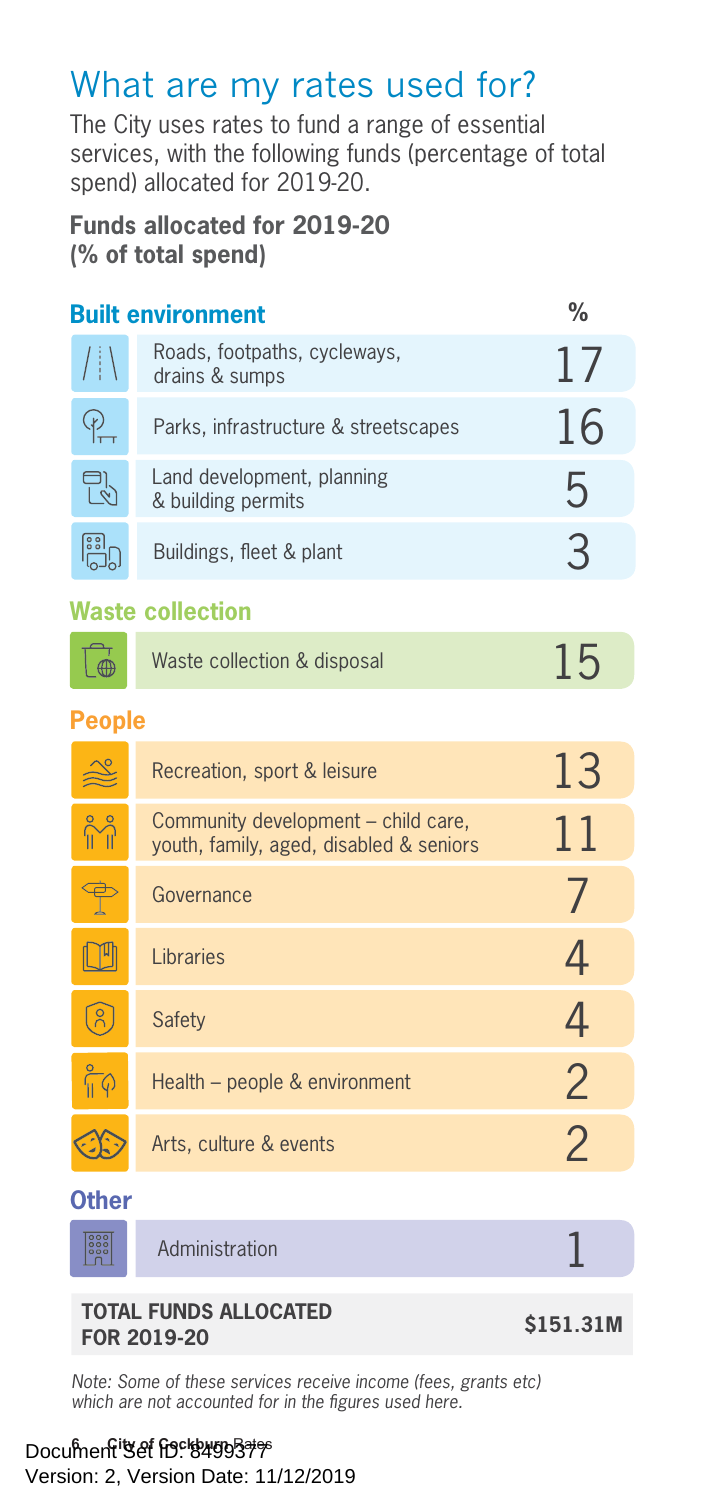# What are my rates used for?

The City uses rates to fund a range of essential services, with the following funds (percentage of total spend) allocated for 2019-20.

**Funds allocated for 2019-20 (% of total spend)**

| **Built environment** | **%** |
|---|---|
| Roads, footpaths, cycleways, drains & sumps | 17 |
| Parks, infrastructure & streetscapes | 16 |
| Land development, planning & building permits | 5 |
| Buildings, fleet & plant | 3 |
| **Waste collection** | |
| Waste collection & disposal | 15 |
| **People** | |
| Recreation, sport & leisure | 13 |
| Community development – child care, youth, family, aged, disabled & seniors | 11 |
| Governance | 7 |
| Libraries | 4 |
| Safety | 4 |
| Health – people & environment | 2 |
| Arts, culture & events | 2 |
| **Other** | |
| Administration | 1 |
| **TOTAL FUNDS ALLOCATED FOR 2019-20** | **$151.31M** |

*Note: Some of these services receive income (fees, grants etc) which are not accounted for in the figures used here.*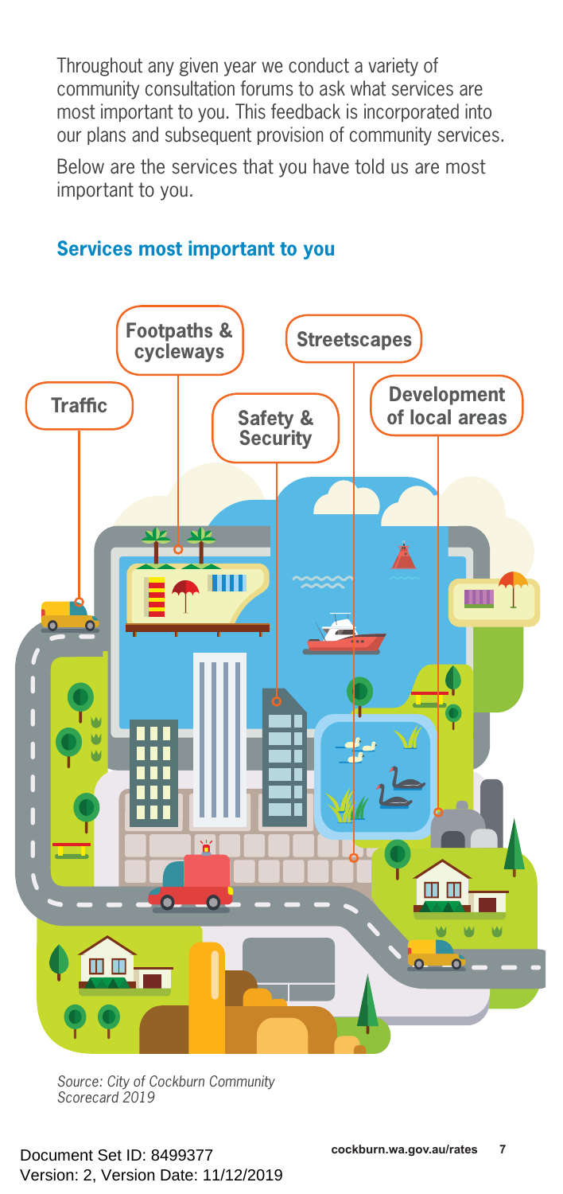Throughout any given year we conduct a variety of community consultation forums to ask what services are most important to you. This feedback is incorporated into our plans and subsequent provision of community services.

Below are the services that you have told us are most important to you.

## Services most important to you

- Footpaths & cycleways
- Streetscapes
- Traffic
- Safety & Security
- Development of local areas

*Source: City of Cockburn Community Scorecard 2019*

Document Set ID: 8499377
Version: 2, Version Date: 11/12/2019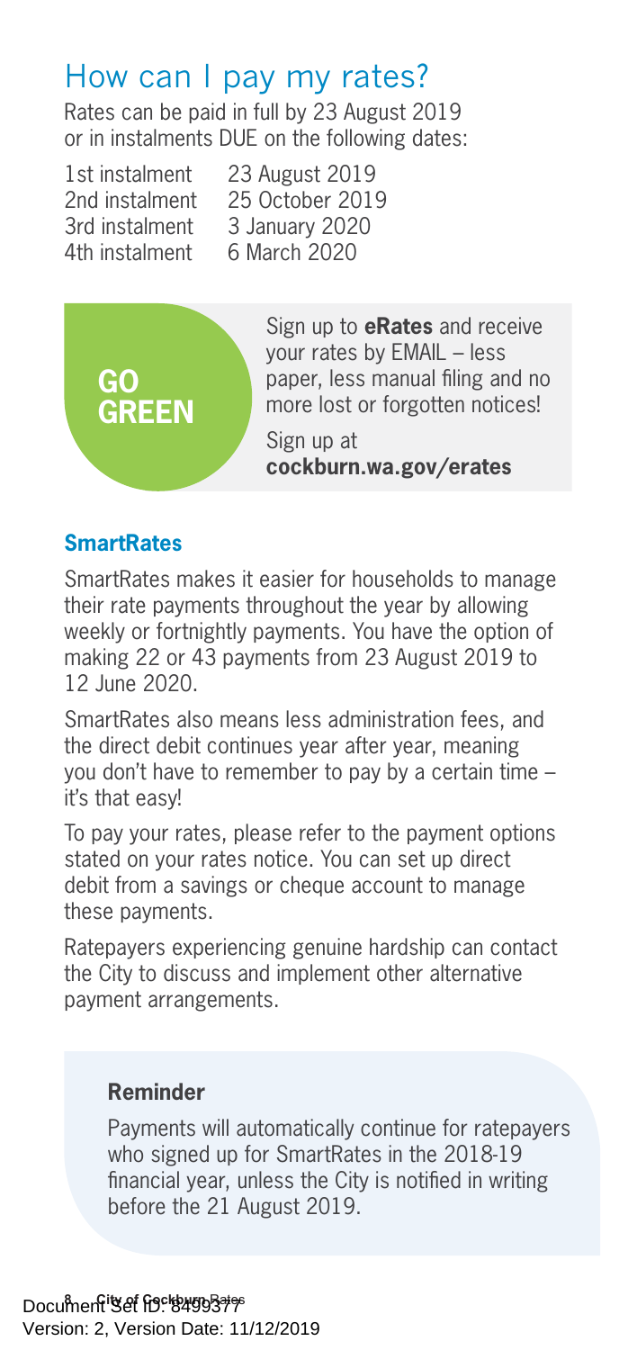# How can I pay my rates?

Rates can be paid in full by 23 August 2019 or in instalments DUE on the following dates:

| | |
|---|---|
| 1st instalment | 23 August 2019 |
| 2nd instalment | 25 October 2019 |
| 3rd instalment | 3 January 2020 |
| 4th instalment | 6 March 2020 |

**GO GREEN**

Sign up to **eRates** and receive your rates by EMAIL – less paper, less manual filing and no more lost or forgotten notices!

Sign up at **cockburn.wa.gov/erates**

### SmartRates

SmartRates makes it easier for households to manage their rate payments throughout the year by allowing weekly or fortnightly payments. You have the option of making 22 or 43 payments from 23 August 2019 to 12 June 2020.

SmartRates also means less administration fees, and the direct debit continues year after year, meaning you don't have to remember to pay by a certain time – it's that easy!

To pay your rates, please refer to the payment options stated on your rates notice. You can set up direct debit from a savings or cheque account to manage these payments.

Ratepayers experiencing genuine hardship can contact the City to discuss and implement other alternative payment arrangements.

**Reminder**

Payments will automatically continue for ratepayers who signed up for SmartRates in the 2018-19 financial year, unless the City is notified in writing before the 21 August 2019.

Document Set ID: 8499377
Version: 2, Version Date: 11/12/2019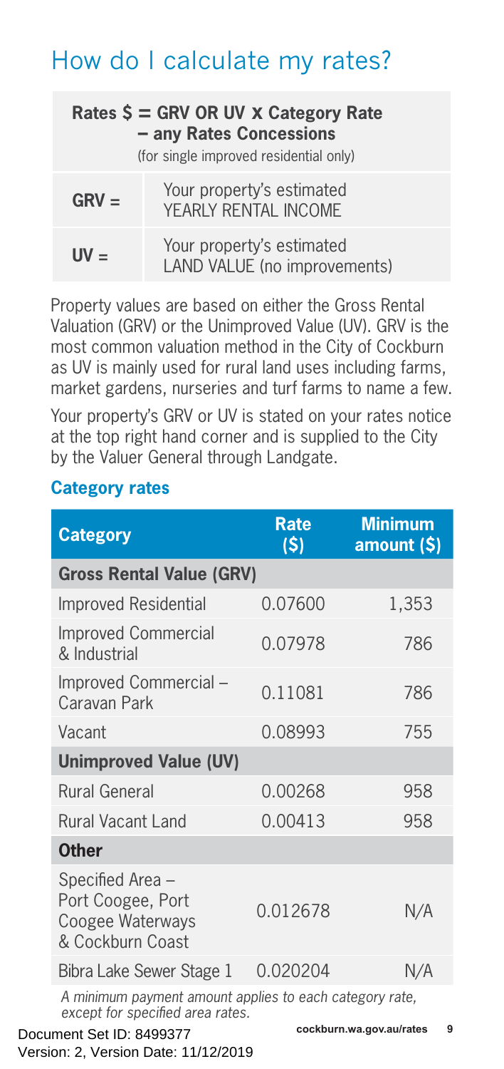# How do I calculate my rates?

| **Rates $ = GRV OR UV x Category Rate – any Rates Concessions** (for single improved residential only) | |
|---|---|
| **GRV =** | Your property's estimated YEARLY RENTAL INCOME |
| **UV =** | Your property's estimated LAND VALUE (no improvements) |

Property values are based on either the Gross Rental Valuation (GRV) or the Unimproved Value (UV). GRV is the most common valuation method in the City of Cockburn as UV is mainly used for rural land uses including farms, market gardens, nurseries and turf farms to name a few.

Your property's GRV or UV is stated on your rates notice at the top right hand corner and is supplied to the City by the Valuer General through Landgate.

### Category rates

| Category | Rate ($) | Minimum amount ($) |
|---|---|---|
| **Gross Rental Value (GRV)** | | |
| Improved Residential | 0.07600 | 1,353 |
| Improved Commercial & Industrial | 0.07978 | 786 |
| Improved Commercial – Caravan Park | 0.11081 | 786 |
| Vacant | 0.08993 | 755 |
| **Unimproved Value (UV)** | | |
| Rural General | 0.00268 | 958 |
| Rural Vacant Land | 0.00413 | 958 |
| **Other** | | |
| Specified Area – Port Coogee, Port Coogee Waterways & Cockburn Coast | 0.012678 | N/A |
| Bibra Lake Sewer Stage 1 | 0.020204 | N/A |

*A minimum payment amount applies to each category rate, except for specified area rates.*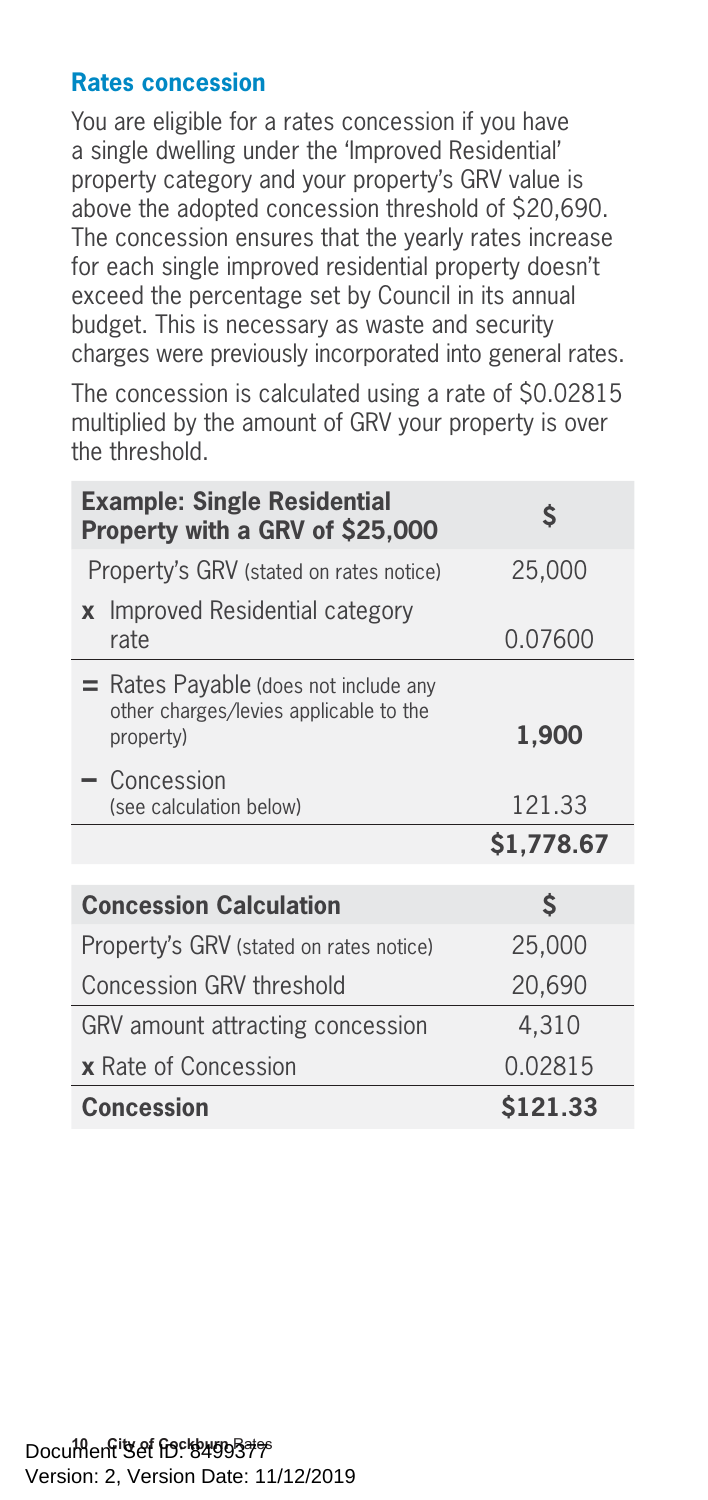## Rates concession

You are eligible for a rates concession if you have a single dwelling under the 'Improved Residential' property category and your property's GRV value is above the adopted concession threshold of $20,690. The concession ensures that the yearly rates increase for each single improved residential property doesn't exceed the percentage set by Council in its annual budget. This is necessary as waste and security charges were previously incorporated into general rates.

The concession is calculated using a rate of $0.02815 multiplied by the amount of GRV your property is over the threshold.

| **Example: Single Residential Property with a GRV of $25,000** | **$** |
|---|---|
| Property's GRV (stated on rates notice) | 25,000 |
| **x** Improved Residential category rate | 0.07600 |
| **=** Rates Payable (does not include any other charges/levies applicable to the property) | **1,900** |
| **–** Concession (see calculation below) | 121.33 |
| | **$1,778.67** |

| **Concession Calculation** | **$** |
|---|---|
| Property's GRV (stated on rates notice) | 25,000 |
| Concession GRV threshold | 20,690 |
| GRV amount attracting concession | 4,310 |
| **x** Rate of Concession | 0.02815 |
| **Concession** | **$121.33** |

Document Set ID: 8499377
Version: 2, Version Date: 11/12/2019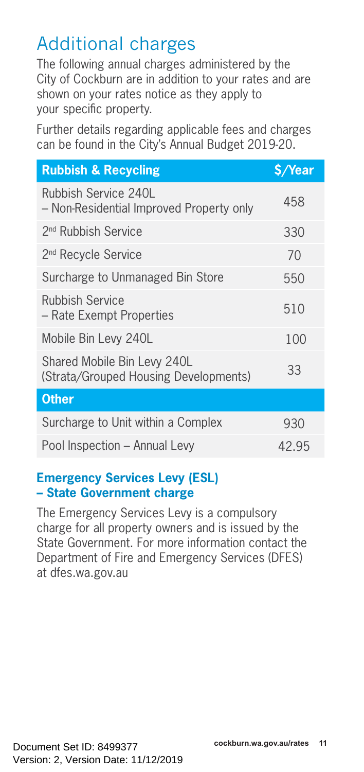# Additional charges

The following annual charges administered by the City of Cockburn are in addition to your rates and are shown on your rates notice as they apply to your specific property.

Further details regarding applicable fees and charges can be found in the City's Annual Budget 2019-20.

| Rubbish & Recycling | $/Year |
|---|---|
| Rubbish Service 240L – Non-Residential Improved Property only | 458 |
| 2nd Rubbish Service | 330 |
| 2nd Recycle Service | 70 |
| Surcharge to Unmanaged Bin Store | 550 |
| Rubbish Service – Rate Exempt Properties | 510 |
| Mobile Bin Levy 240L | 100 |
| Shared Mobile Bin Levy 240L (Strata/Grouped Housing Developments) | 33 |
| **Other** | |
| Surcharge to Unit within a Complex | 930 |
| Pool Inspection – Annual Levy | 42.95 |

### Emergency Services Levy (ESL) – State Government charge

The Emergency Services Levy is a compulsory charge for all property owners and is issued by the State Government. For more information contact the Department of Fire and Emergency Services (DFES) at dfes.wa.gov.au

Document Set ID: 8499377
Version: 2, Version Date: 11/12/2019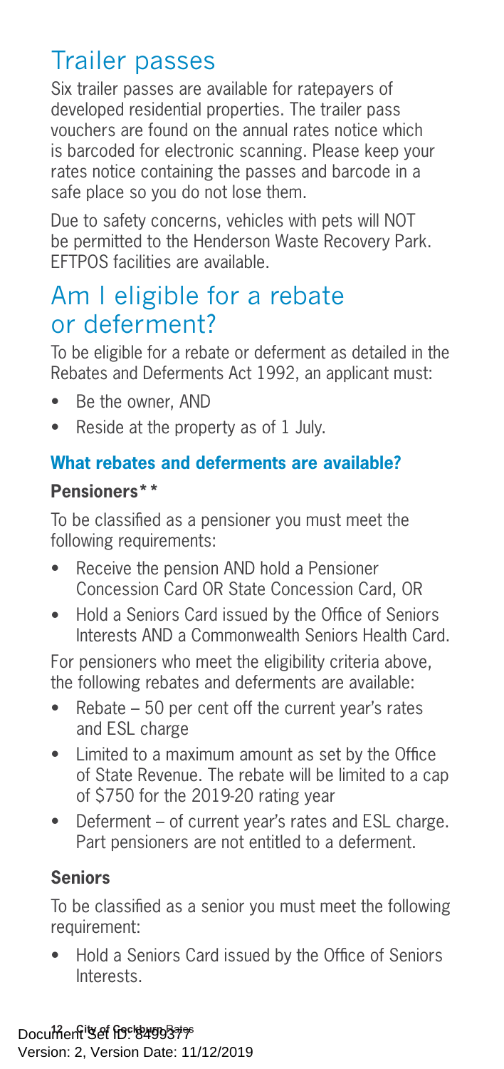## Trailer passes

Six trailer passes are available for ratepayers of developed residential properties. The trailer pass vouchers are found on the annual rates notice which is barcoded for electronic scanning. Please keep your rates notice containing the passes and barcode in a safe place so you do not lose them.

Due to safety concerns, vehicles with pets will NOT be permitted to the Henderson Waste Recovery Park. EFTPOS facilities are available.

## Am I eligible for a rebate or deferment?

To be eligible for a rebate or deferment as detailed in the Rebates and Deferments Act 1992, an applicant must:

- Be the owner, AND
- Reside at the property as of 1 July.

### What rebates and deferments are available?

**Pensioners\*\***

To be classified as a pensioner you must meet the following requirements:

- Receive the pension AND hold a Pensioner Concession Card OR State Concession Card, OR
- Hold a Seniors Card issued by the Office of Seniors Interests AND a Commonwealth Seniors Health Card.

For pensioners who meet the eligibility criteria above, the following rebates and deferments are available:

- Rebate – 50 per cent off the current year's rates and ESL charge
- Limited to a maximum amount as set by the Office of State Revenue. The rebate will be limited to a cap of $750 for the 2019-20 rating year
- Deferment – of current year's rates and ESL charge. Part pensioners are not entitled to a deferment.

**Seniors**

To be classified as a senior you must meet the following requirement:

- Hold a Seniors Card issued by the Office of Seniors Interests.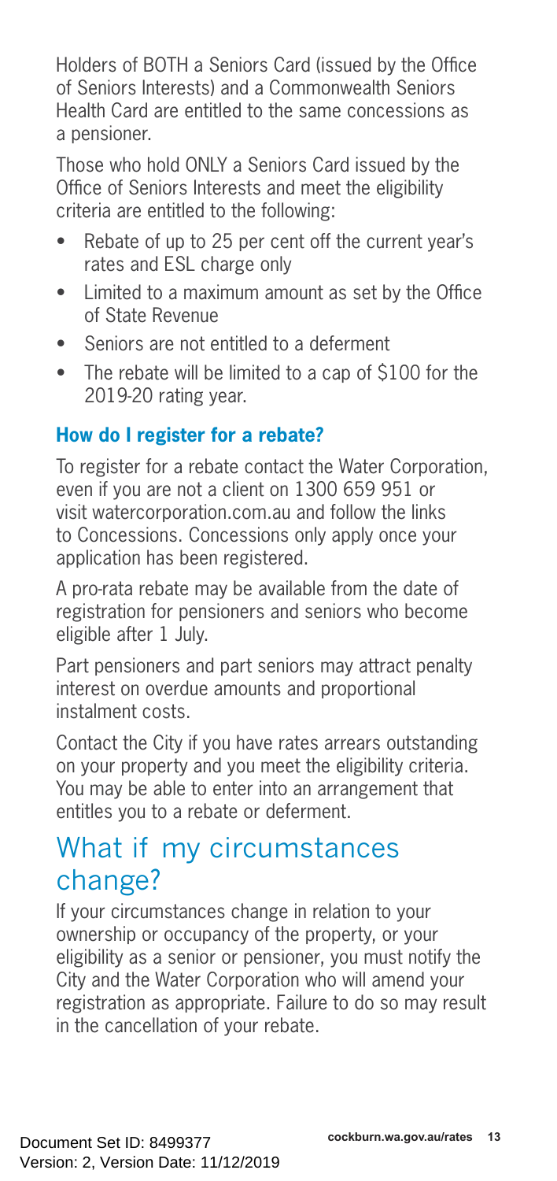Holders of BOTH a Seniors Card (issued by the Office of Seniors Interests) and a Commonwealth Seniors Health Card are entitled to the same concessions as a pensioner.

Those who hold ONLY a Seniors Card issued by the Office of Seniors Interests and meet the eligibility criteria are entitled to the following:

- Rebate of up to 25 per cent off the current year's rates and ESL charge only
- Limited to a maximum amount as set by the Office of State Revenue
- Seniors are not entitled to a deferment
- The rebate will be limited to a cap of $100 for the 2019-20 rating year.

### How do I register for a rebate?

To register for a rebate contact the Water Corporation, even if you are not a client on 1300 659 951 or visit watercorporation.com.au and follow the links to Concessions. Concessions only apply once your application has been registered.

A pro-rata rebate may be available from the date of registration for pensioners and seniors who become eligible after 1 July.

Part pensioners and part seniors may attract penalty interest on overdue amounts and proportional instalment costs.

Contact the City if you have rates arrears outstanding on your property and you meet the eligibility criteria. You may be able to enter into an arrangement that entitles you to a rebate or deferment.

## What if my circumstances change?

If your circumstances change in relation to your ownership or occupancy of the property, or your eligibility as a senior or pensioner, you must notify the City and the Water Corporation who will amend your registration as appropriate. Failure to do so may result in the cancellation of your rebate.

Document Set ID: 8499377
Version: 2, Version Date: 11/12/2019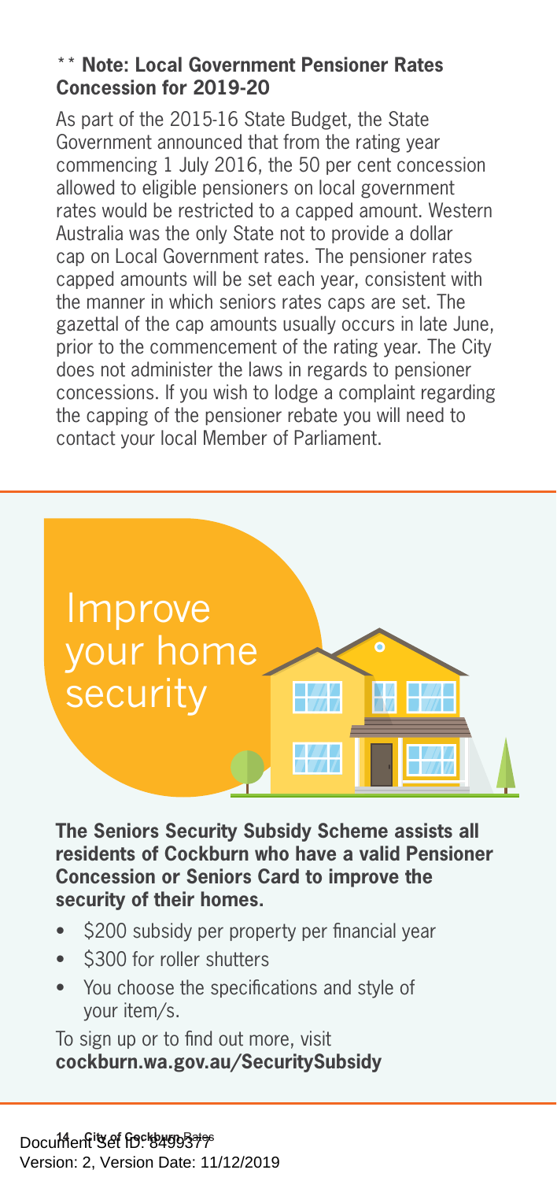**** Note: Local Government Pensioner Rates Concession for 2019-20**

As part of the 2015-16 State Budget, the State Government announced that from the rating year commencing 1 July 2016, the 50 per cent concession allowed to eligible pensioners on local government rates would be restricted to a capped amount. Western Australia was the only State not to provide a dollar cap on Local Government rates. The pensioner rates capped amounts will be set each year, consistent with the manner in which seniors rates caps are set. The gazettal of the cap amounts usually occurs in late June, prior to the commencement of the rating year. The City does not administer the laws in regards to pensioner concessions. If you wish to lodge a complaint regarding the capping of the pensioner rebate you will need to contact your local Member of Parliament.

# Improve your home security

**The Seniors Security Subsidy Scheme assists all residents of Cockburn who have a valid Pensioner Concession or Seniors Card to improve the security of their homes.**

- $200 subsidy per property per financial year
- $300 for roller shutters
- You choose the specifications and style of your item/s.

To sign up or to find out more, visit **cockburn.wa.gov.au/SecuritySubsidy**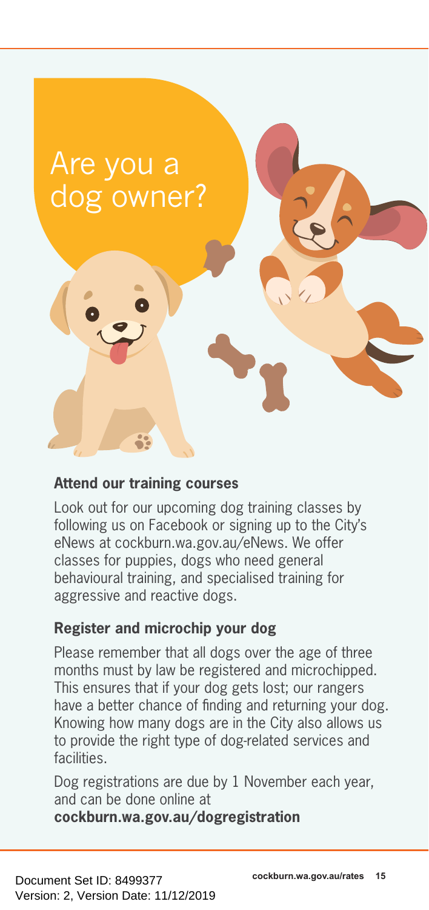# Are you a dog owner?

## Attend our training courses

Look out for our upcoming dog training classes by following us on Facebook or signing up to the City's eNews at cockburn.wa.gov.au/eNews. We offer classes for puppies, dogs who need general behavioural training, and specialised training for aggressive and reactive dogs.

## Register and microchip your dog

Please remember that all dogs over the age of three months must by law be registered and microchipped. This ensures that if your dog gets lost; our rangers have a better chance of finding and returning your dog. Knowing how many dogs are in the City also allows us to provide the right type of dog-related services and facilities.

Dog registrations are due by 1 November each year, and can be done online at **cockburn.wa.gov.au/dogregistration**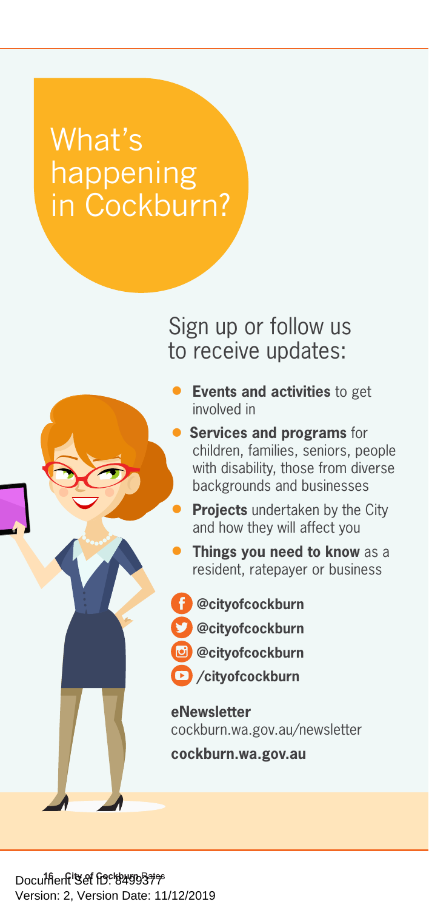# What's happening in Cockburn?

## Sign up or follow us to receive updates:

- **Events and activities** to get involved in
- **Services and programs** for children, families, seniors, people with disability, those from diverse backgrounds and businesses
- **Projects** undertaken by the City and how they will affect you
- **Things you need to know** as a resident, ratepayer or business

**@cityofcockburn**

**@cityofcockburn**

**@cityofcockburn**

**/cityofcockburn**

**eNewsletter**
cockburn.wa.gov.au/newsletter

**cockburn.wa.gov.au**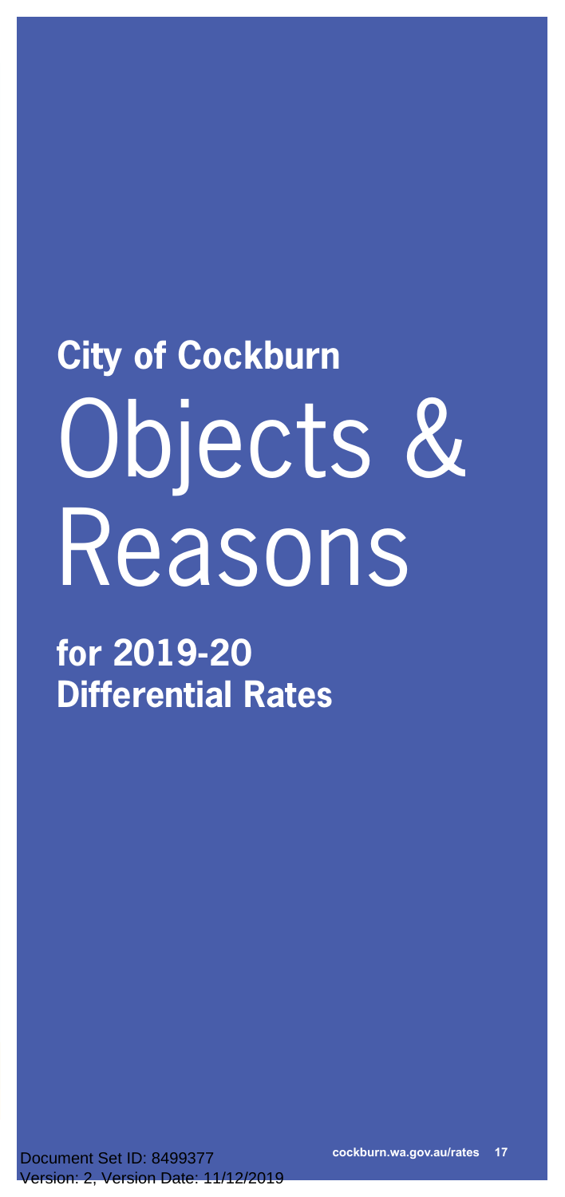**City of Cockburn**

# Objects & Reasons

**for 2019-20 Differential Rates**

Document Set ID: 8499377
Version: 2, Version Date: 11/12/2019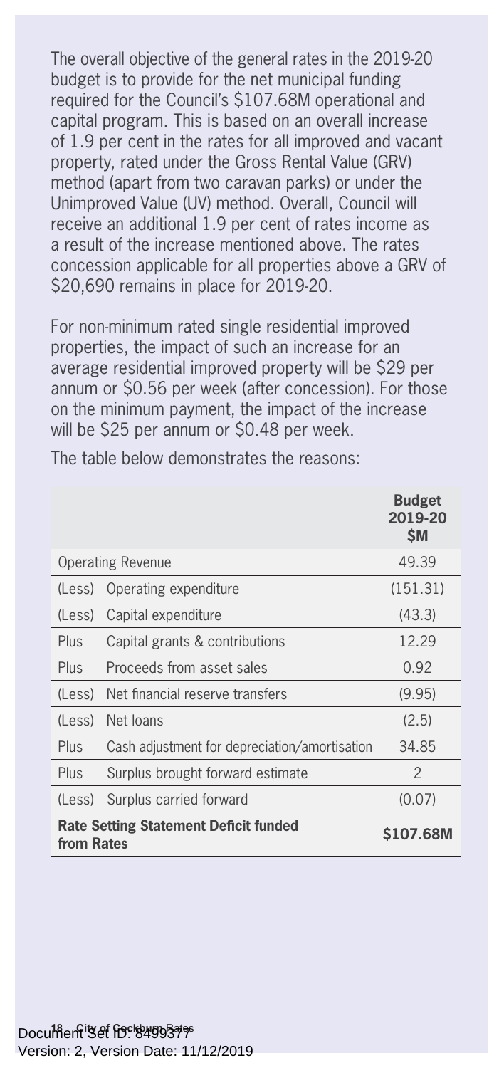The overall objective of the general rates in the 2019-20 budget is to provide for the net municipal funding required for the Council's $107.68M operational and capital program. This is based on an overall increase of 1.9 per cent in the rates for all improved and vacant property, rated under the Gross Rental Value (GRV) method (apart from two caravan parks) or under the Unimproved Value (UV) method. Overall, Council will receive an additional 1.9 per cent of rates income as a result of the increase mentioned above. The rates concession applicable for all properties above a GRV of $20,690 remains in place for 2019-20.

For non-minimum rated single residential improved properties, the impact of such an increase for an average residential improved property will be $29 per annum or $0.56 per week (after concession). For those on the minimum payment, the impact of the increase will be $25 per annum or $0.48 per week.

The table below demonstrates the reasons:

| | | **Budget 2019-20 $M** |
|---|---|---|
| Operating Revenue | | 49.39 |
| (Less) | Operating expenditure | (151.31) |
| (Less) | Capital expenditure | (43.3) |
| Plus | Capital grants & contributions | 12.29 |
| Plus | Proceeds from asset sales | 0.92 |
| (Less) | Net financial reserve transfers | (9.95) |
| (Less) | Net loans | (2.5) |
| Plus | Cash adjustment for depreciation/amortisation | 34.85 |
| Plus | Surplus brought forward estimate | 2 |
| (Less) | Surplus carried forward | (0.07) |
| **Rate Setting Statement Deficit funded from Rates** | | **$107.68M** |

Document Set ID: 8499377
Version: 2, Version Date: 11/12/2019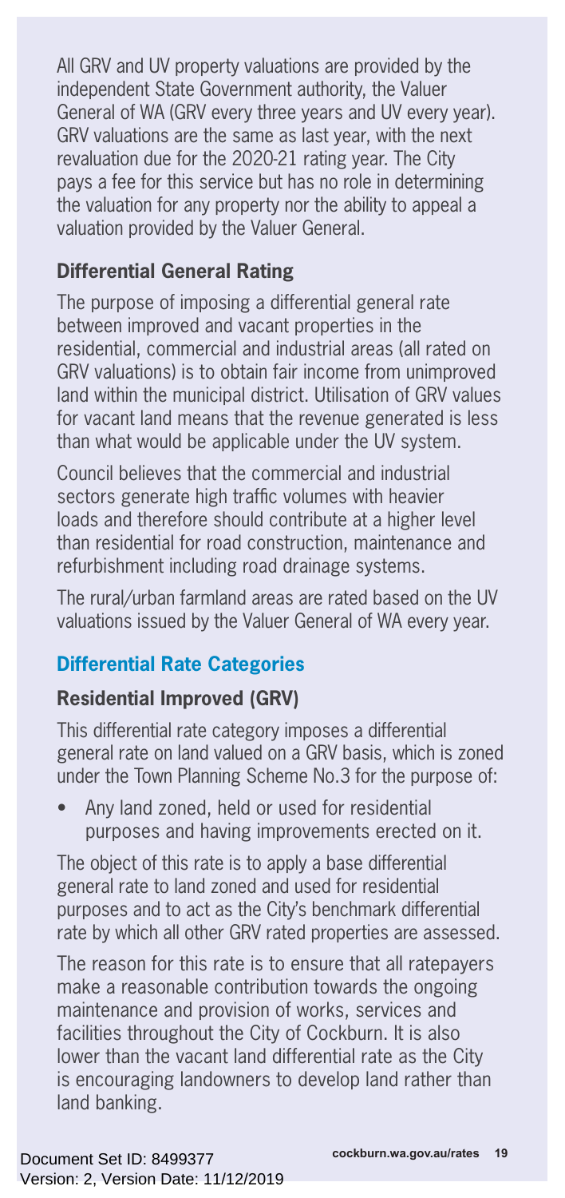All GRV and UV property valuations are provided by the independent State Government authority, the Valuer General of WA (GRV every three years and UV every year). GRV valuations are the same as last year, with the next revaluation due for the 2020-21 rating year. The City pays a fee for this service but has no role in determining the valuation for any property nor the ability to appeal a valuation provided by the Valuer General.

### Differential General Rating

The purpose of imposing a differential general rate between improved and vacant properties in the residential, commercial and industrial areas (all rated on GRV valuations) is to obtain fair income from unimproved land within the municipal district. Utilisation of GRV values for vacant land means that the revenue generated is less than what would be applicable under the UV system.

Council believes that the commercial and industrial sectors generate high traffic volumes with heavier loads and therefore should contribute at a higher level than residential for road construction, maintenance and refurbishment including road drainage systems.

The rural/urban farmland areas are rated based on the UV valuations issued by the Valuer General of WA every year.

## Differential Rate Categories

### Residential Improved (GRV)

This differential rate category imposes a differential general rate on land valued on a GRV basis, which is zoned under the Town Planning Scheme No.3 for the purpose of:

- Any land zoned, held or used for residential purposes and having improvements erected on it.

The object of this rate is to apply a base differential general rate to land zoned and used for residential purposes and to act as the City's benchmark differential rate by which all other GRV rated properties are assessed.

The reason for this rate is to ensure that all ratepayers make a reasonable contribution towards the ongoing maintenance and provision of works, services and facilities throughout the City of Cockburn. It is also lower than the vacant land differential rate as the City is encouraging landowners to develop land rather than land banking.

Document Set ID: 8499377
Version: 2, Version Date: 11/12/2019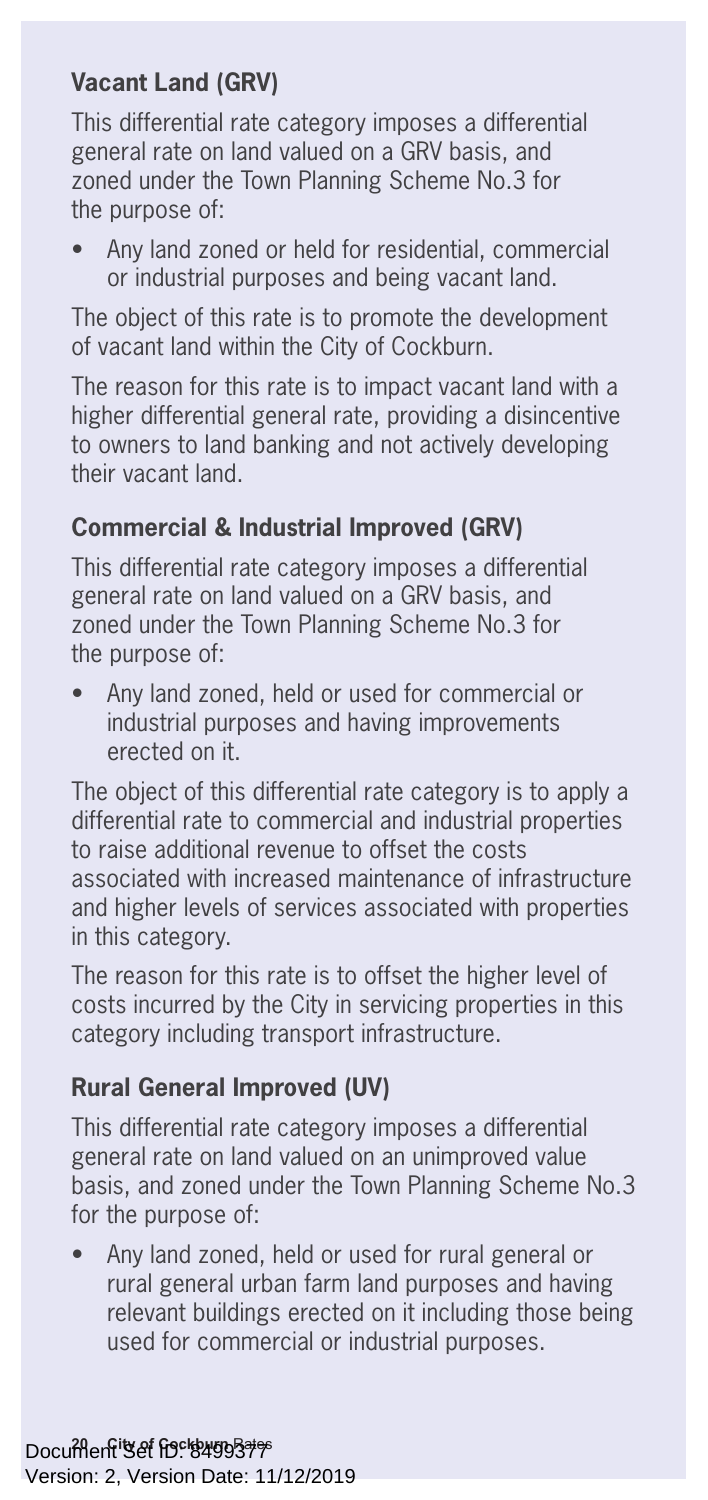### Vacant Land (GRV)

This differential rate category imposes a differential general rate on land valued on a GRV basis, and zoned under the Town Planning Scheme No.3 for the purpose of:

- Any land zoned or held for residential, commercial or industrial purposes and being vacant land.

The object of this rate is to promote the development of vacant land within the City of Cockburn.

The reason for this rate is to impact vacant land with a higher differential general rate, providing a disincentive to owners to land banking and not actively developing their vacant land.

### Commercial & Industrial Improved (GRV)

This differential rate category imposes a differential general rate on land valued on a GRV basis, and zoned under the Town Planning Scheme No.3 for the purpose of:

- Any land zoned, held or used for commercial or industrial purposes and having improvements erected on it.

The object of this differential rate category is to apply a differential rate to commercial and industrial properties to raise additional revenue to offset the costs associated with increased maintenance of infrastructure and higher levels of services associated with properties in this category.

The reason for this rate is to offset the higher level of costs incurred by the City in servicing properties in this category including transport infrastructure.

### Rural General Improved (UV)

This differential rate category imposes a differential general rate on land valued on an unimproved value basis, and zoned under the Town Planning Scheme No.3 for the purpose of:

- Any land zoned, held or used for rural general or rural general urban farm land purposes and having relevant buildings erected on it including those being used for commercial or industrial purposes.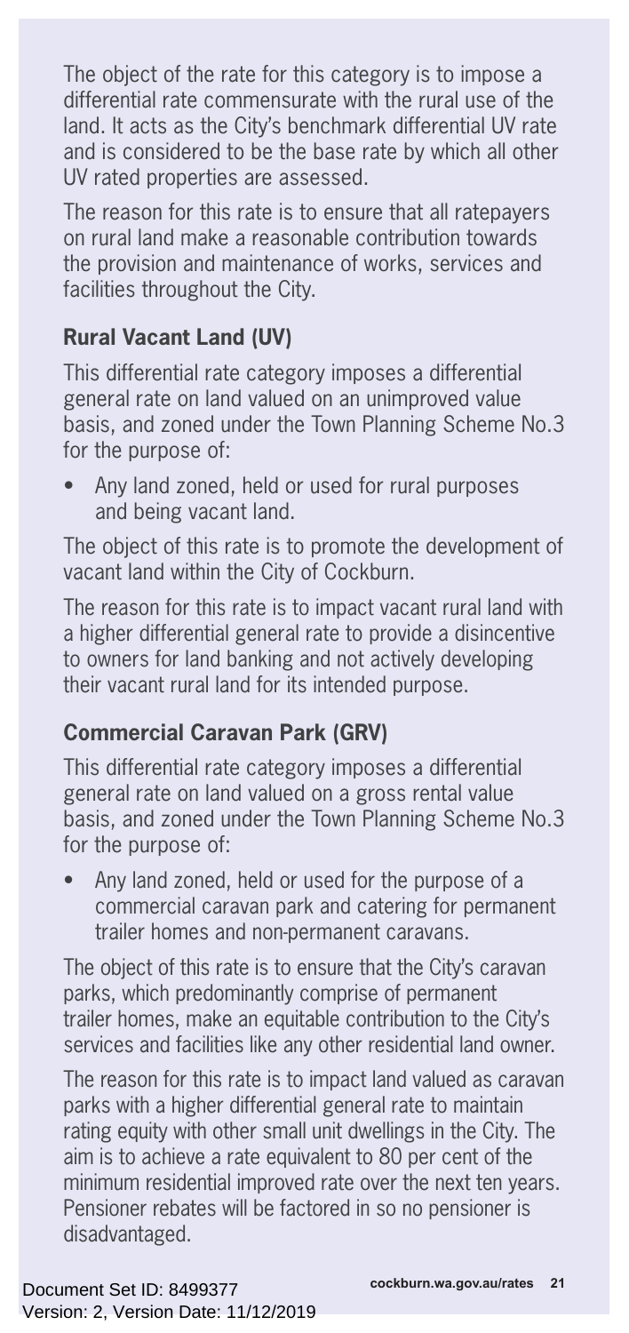The object of the rate for this category is to impose a differential rate commensurate with the rural use of the land. It acts as the City's benchmark differential UV rate and is considered to be the base rate by which all other UV rated properties are assessed.

The reason for this rate is to ensure that all ratepayers on rural land make a reasonable contribution towards the provision and maintenance of works, services and facilities throughout the City.

### Rural Vacant Land (UV)

This differential rate category imposes a differential general rate on land valued on an unimproved value basis, and zoned under the Town Planning Scheme No.3 for the purpose of:

- Any land zoned, held or used for rural purposes and being vacant land.

The object of this rate is to promote the development of vacant land within the City of Cockburn.

The reason for this rate is to impact vacant rural land with a higher differential general rate to provide a disincentive to owners for land banking and not actively developing their vacant rural land for its intended purpose.

### Commercial Caravan Park (GRV)

This differential rate category imposes a differential general rate on land valued on a gross rental value basis, and zoned under the Town Planning Scheme No.3 for the purpose of:

- Any land zoned, held or used for the purpose of a commercial caravan park and catering for permanent trailer homes and non-permanent caravans.

The object of this rate is to ensure that the City's caravan parks, which predominantly comprise of permanent trailer homes, make an equitable contribution to the City's services and facilities like any other residential land owner.

The reason for this rate is to impact land valued as caravan parks with a higher differential general rate to maintain rating equity with other small unit dwellings in the City. The aim is to achieve a rate equivalent to 80 per cent of the minimum residential improved rate over the next ten years. Pensioner rebates will be factored in so no pensioner is disadvantaged.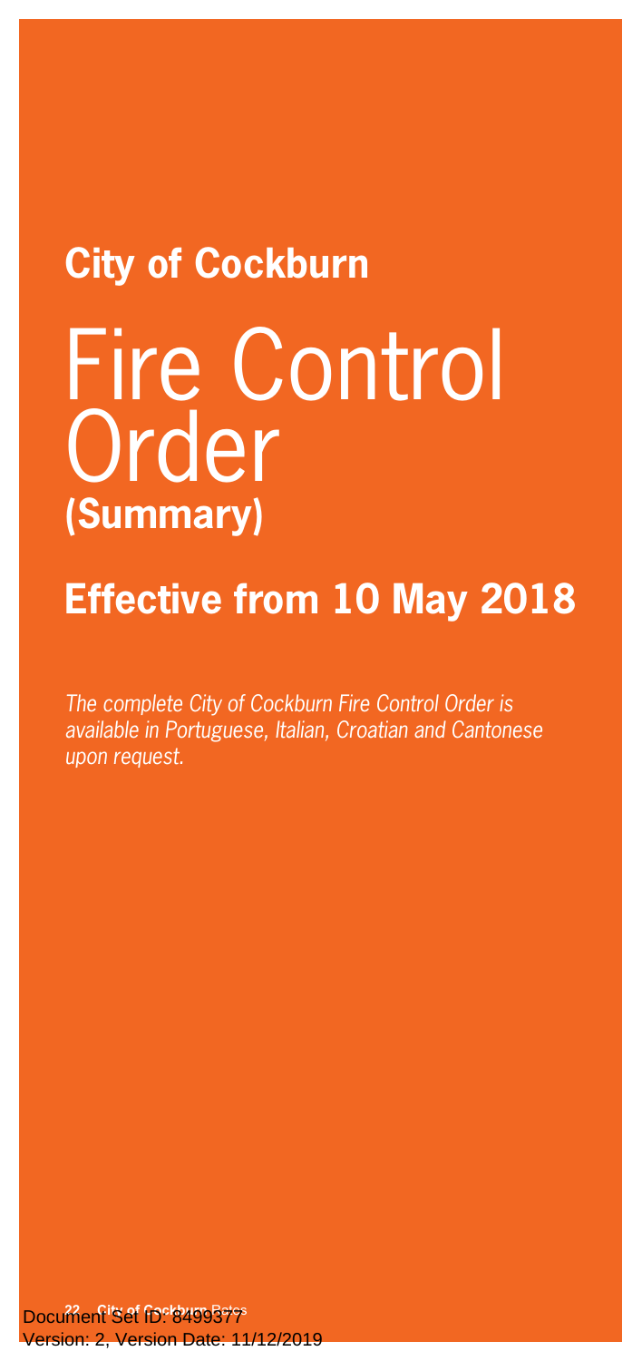**City of Cockburn**

# Fire Control Order

**(Summary)**

## Effective from 10 May 2018

*The complete City of Cockburn Fire Control Order is available in Portuguese, Italian, Croatian and Cantonese upon request.*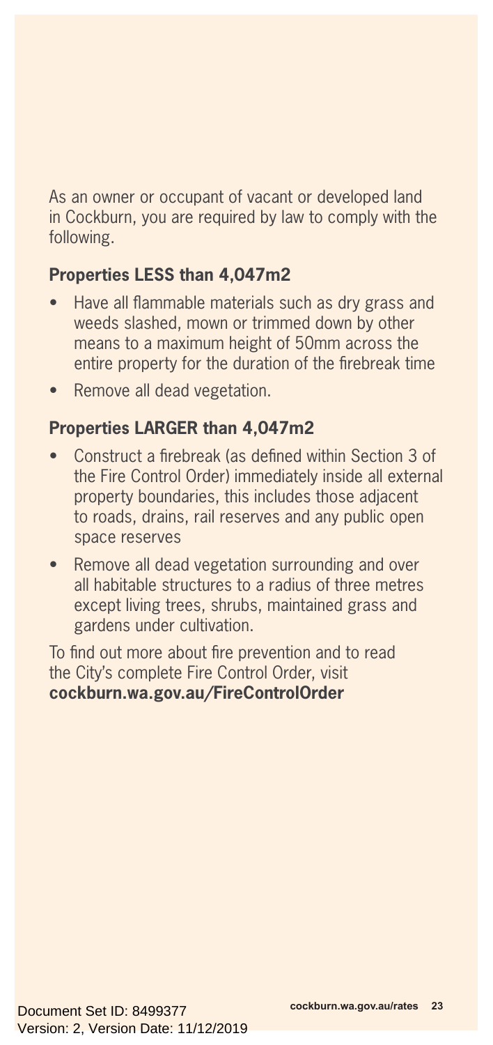As an owner or occupant of vacant or developed land in Cockburn, you are required by law to comply with the following.

## Properties LESS than 4,047m2

- Have all flammable materials such as dry grass and weeds slashed, mown or trimmed down by other means to a maximum height of 50mm across the entire property for the duration of the firebreak time
- Remove all dead vegetation.

## Properties LARGER than 4,047m2

- Construct a firebreak (as defined within Section 3 of the Fire Control Order) immediately inside all external property boundaries, this includes those adjacent to roads, drains, rail reserves and any public open space reserves
- Remove all dead vegetation surrounding and over all habitable structures to a radius of three metres except living trees, shrubs, maintained grass and gardens under cultivation.

To find out more about fire prevention and to read the City's complete Fire Control Order, visit **cockburn.wa.gov.au/FireControlOrder**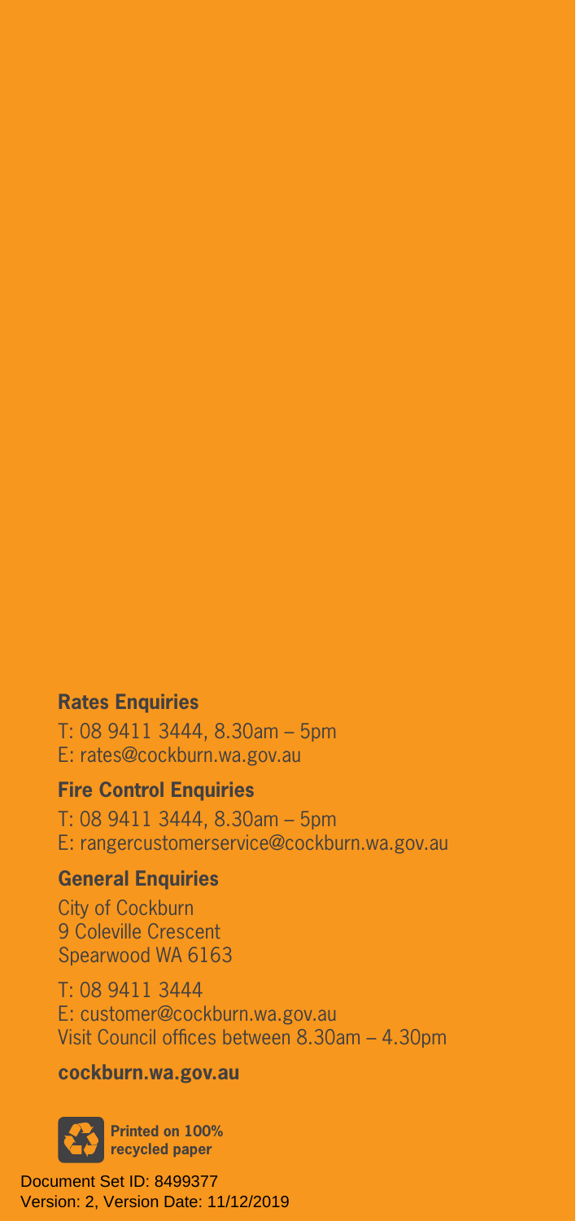**Rates Enquiries**

T: 08 9411 3444, 8.30am – 5pm
E: rates@cockburn.wa.gov.au

**Fire Control Enquiries**

T: 08 9411 3444, 8.30am – 5pm
E: rangercustomerservice@cockburn.wa.gov.au

**General Enquiries**

City of Cockburn
9 Coleville Crescent
Spearwood WA 6163

T: 08 9411 3444
E: customer@cockburn.wa.gov.au
Visit Council offices between 8.30am – 4.30pm

**cockburn.wa.gov.au**

**Printed on 100% recycled paper**

Document Set ID: 8499377
Version: 2, Version Date: 11/12/2019